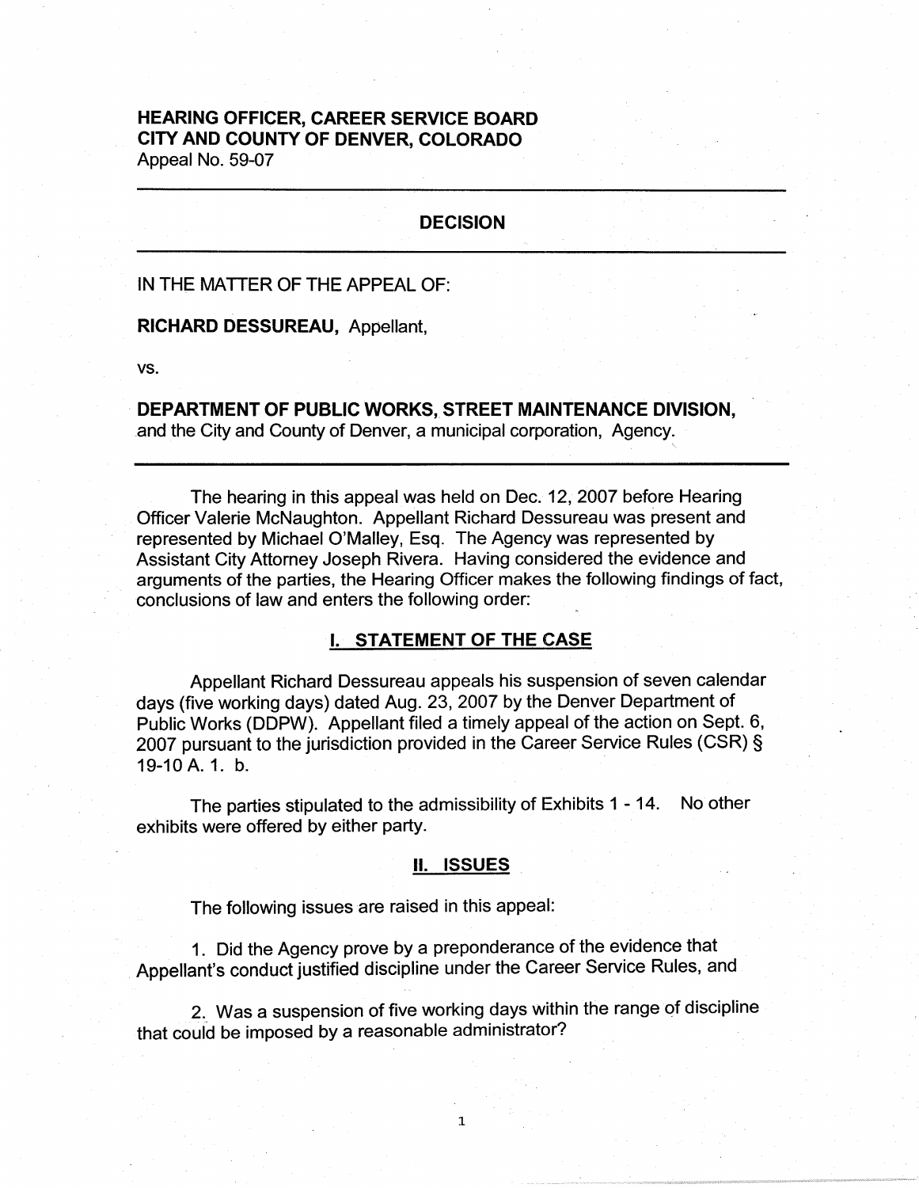**HEARING OFFICER, CAREER SERVICE BOARD**
**CITY AND COUNTY OF DENVER, COLORADO**
Appeal No. 59-07

---

# DECISION

---

IN THE MATTER OF THE APPEAL OF:

**RICHARD DESSUREAU,** Appellant,

vs.

**DEPARTMENT OF PUBLIC WORKS, STREET MAINTENANCE DIVISION,** and the City and County of Denver, a municipal corporation, Agency.

---

The hearing in this appeal was held on Dec. 12, 2007 before Hearing Officer Valerie McNaughton. Appellant Richard Dessureau was present and represented by Michael O'Malley, Esq. The Agency was represented by Assistant City Attorney Joseph Rivera. Having considered the evidence and arguments of the parties, the Hearing Officer makes the following findings of fact, conclusions of law and enters the following order:

## I. STATEMENT OF THE CASE

Appellant Richard Dessureau appeals his suspension of seven calendar days (five working days) dated Aug. 23, 2007 by the Denver Department of Public Works (DDPW). Appellant filed a timely appeal of the action on Sept. 6, 2007 pursuant to the jurisdiction provided in the Career Service Rules (CSR) § 19-10 A. 1. b.

The parties stipulated to the admissibility of Exhibits 1 - 14. No other exhibits were offered by either party.

## II. ISSUES

The following issues are raised in this appeal:

1. Did the Agency prove by a preponderance of the evidence that Appellant's conduct justified discipline under the Career Service Rules, and

2. Was a suspension of five working days within the range of discipline that could be imposed by a reasonable administrator?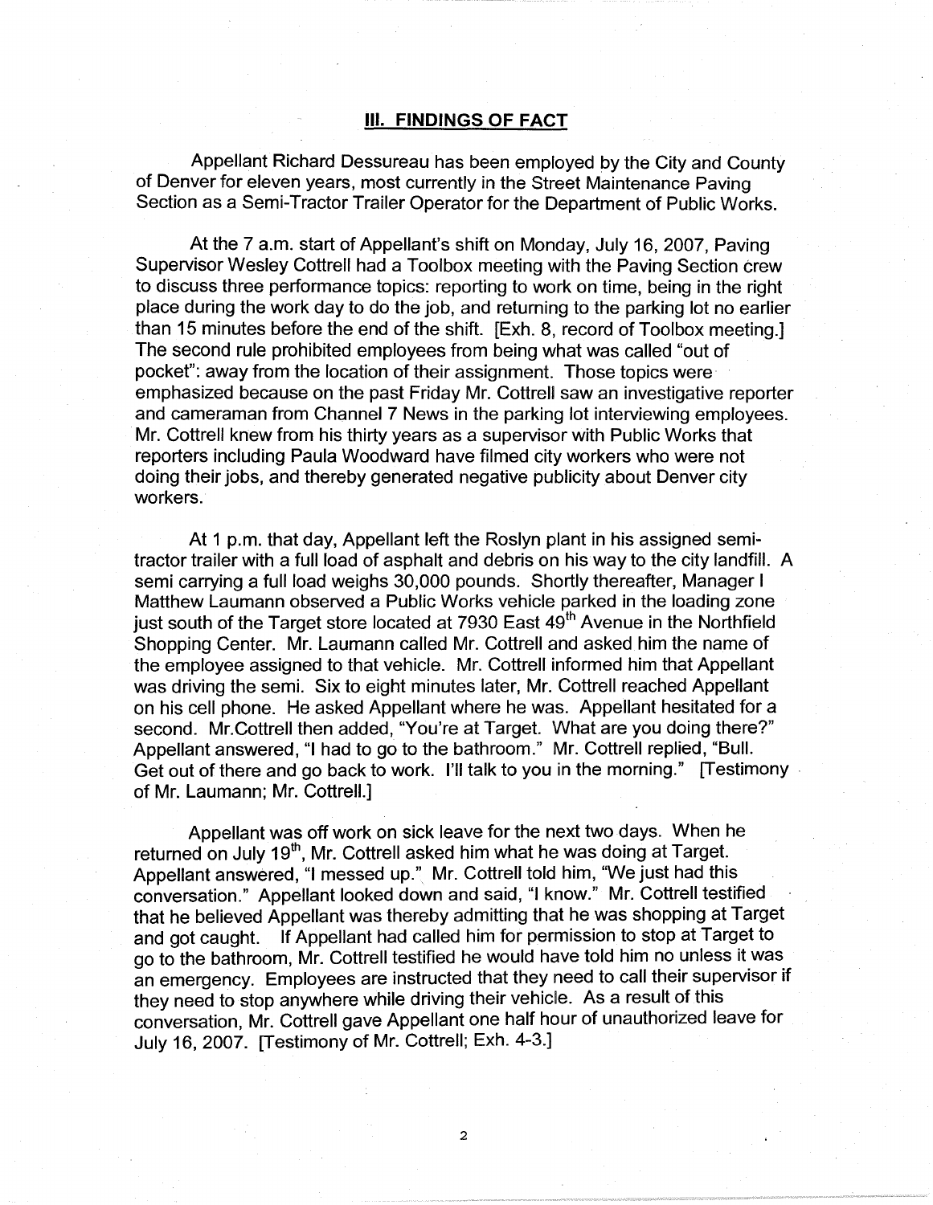## III. FINDINGS OF FACT

Appellant Richard Dessureau has been employed by the City and County of Denver for eleven years, most currently in the Street Maintenance Paving Section as a Semi-Tractor Trailer Operator for the Department of Public Works.

At the 7 a.m. start of Appellant's shift on Monday, July 16, 2007, Paving Supervisor Wesley Cottrell had a Toolbox meeting with the Paving Section crew to discuss three performance topics: reporting to work on time, being in the right place during the work day to do the job, and returning to the parking lot no earlier than 15 minutes before the end of the shift. [Exh. 8, record of Toolbox meeting.] The second rule prohibited employees from being what was called "out of pocket": away from the location of their assignment. Those topics were emphasized because on the past Friday Mr. Cottrell saw an investigative reporter and cameraman from Channel 7 News in the parking lot interviewing employees. Mr. Cottrell knew from his thirty years as a supervisor with Public Works that reporters including Paula Woodward have filmed city workers who were not doing their jobs, and thereby generated negative publicity about Denver city workers.

At 1 p.m. that day, Appellant left the Roslyn plant in his assigned semi-tractor trailer with a full load of asphalt and debris on his way to the city landfill. A semi carrying a full load weighs 30,000 pounds. Shortly thereafter, Manager I Matthew Laumann observed a Public Works vehicle parked in the loading zone just south of the Target store located at 7930 East 49th Avenue in the Northfield Shopping Center. Mr. Laumann called Mr. Cottrell and asked him the name of the employee assigned to that vehicle. Mr. Cottrell informed him that Appellant was driving the semi. Six to eight minutes later, Mr. Cottrell reached Appellant on his cell phone. He asked Appellant where he was. Appellant hesitated for a second. Mr.Cottrell then added, "You're at Target. What are you doing there?" Appellant answered, "I had to go to the bathroom." Mr. Cottrell replied, "Bull. Get out of there and go back to work. I'll talk to you in the morning." [Testimony of Mr. Laumann; Mr. Cottrell.]

Appellant was off work on sick leave for the next two days. When he returned on July 19th, Mr. Cottrell asked him what he was doing at Target. Appellant answered, "I messed up." Mr. Cottrell told him, "We just had this conversation." Appellant looked down and said, "I know." Mr. Cottrell testified that he believed Appellant was thereby admitting that he was shopping at Target and got caught. If Appellant had called him for permission to stop at Target to go to the bathroom, Mr. Cottrell testified he would have told him no unless it was an emergency. Employees are instructed that they need to call their supervisor if they need to stop anywhere while driving their vehicle. As a result of this conversation, Mr. Cottrell gave Appellant one half hour of unauthorized leave for July 16, 2007. [Testimony of Mr. Cottrell; Exh. 4-3.]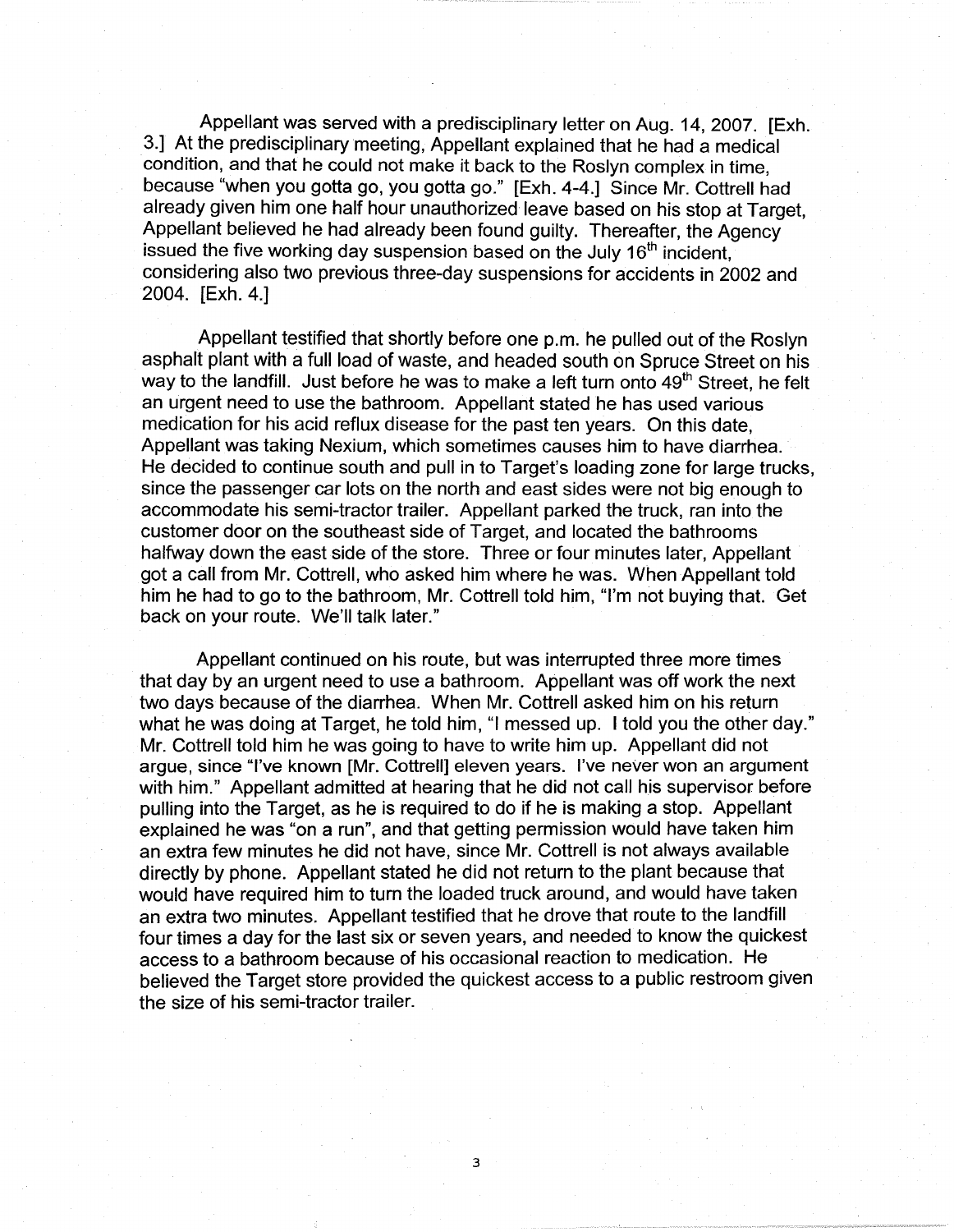Appellant was served with a predisciplinary letter on Aug. 14, 2007. [Exh. 3.] At the predisciplinary meeting, Appellant explained that he had a medical condition, and that he could not make it back to the Roslyn complex in time, because "when you gotta go, you gotta go." [Exh. 4-4.] Since Mr. Cottrell had already given him one half hour unauthorized leave based on his stop at Target, Appellant believed he had already been found guilty. Thereafter, the Agency issued the five working day suspension based on the July 16th incident, considering also two previous three-day suspensions for accidents in 2002 and 2004. [Exh. 4.]

Appellant testified that shortly before one p.m. he pulled out of the Roslyn asphalt plant with a full load of waste, and headed south on Spruce Street on his way to the landfill. Just before he was to make a left turn onto 49th Street, he felt an urgent need to use the bathroom. Appellant stated he has used various medication for his acid reflux disease for the past ten years. On this date, Appellant was taking Nexium, which sometimes causes him to have diarrhea. He decided to continue south and pull in to Target's loading zone for large trucks, since the passenger car lots on the north and east sides were not big enough to accommodate his semi-tractor trailer. Appellant parked the truck, ran into the customer door on the southeast side of Target, and located the bathrooms halfway down the east side of the store. Three or four minutes later, Appellant got a call from Mr. Cottrell, who asked him where he was. When Appellant told him he had to go to the bathroom, Mr. Cottrell told him, "I'm not buying that. Get back on your route. We'll talk later."

Appellant continued on his route, but was interrupted three more times that day by an urgent need to use a bathroom. Appellant was off work the next two days because of the diarrhea. When Mr. Cottrell asked him on his return what he was doing at Target, he told him, "I messed up. I told you the other day." Mr. Cottrell told him he was going to have to write him up. Appellant did not argue, since "I've known [Mr. Cottrell] eleven years. I've never won an argument with him." Appellant admitted at hearing that he did not call his supervisor before pulling into the Target, as he is required to do if he is making a stop. Appellant explained he was "on a run", and that getting permission would have taken him an extra few minutes he did not have, since Mr. Cottrell is not always available directly by phone. Appellant stated he did not return to the plant because that would have required him to turn the loaded truck around, and would have taken an extra two minutes. Appellant testified that he drove that route to the landfill four times a day for the last six or seven years, and needed to know the quickest access to a bathroom because of his occasional reaction to medication. He believed the Target store provided the quickest access to a public restroom given the size of his semi-tractor trailer.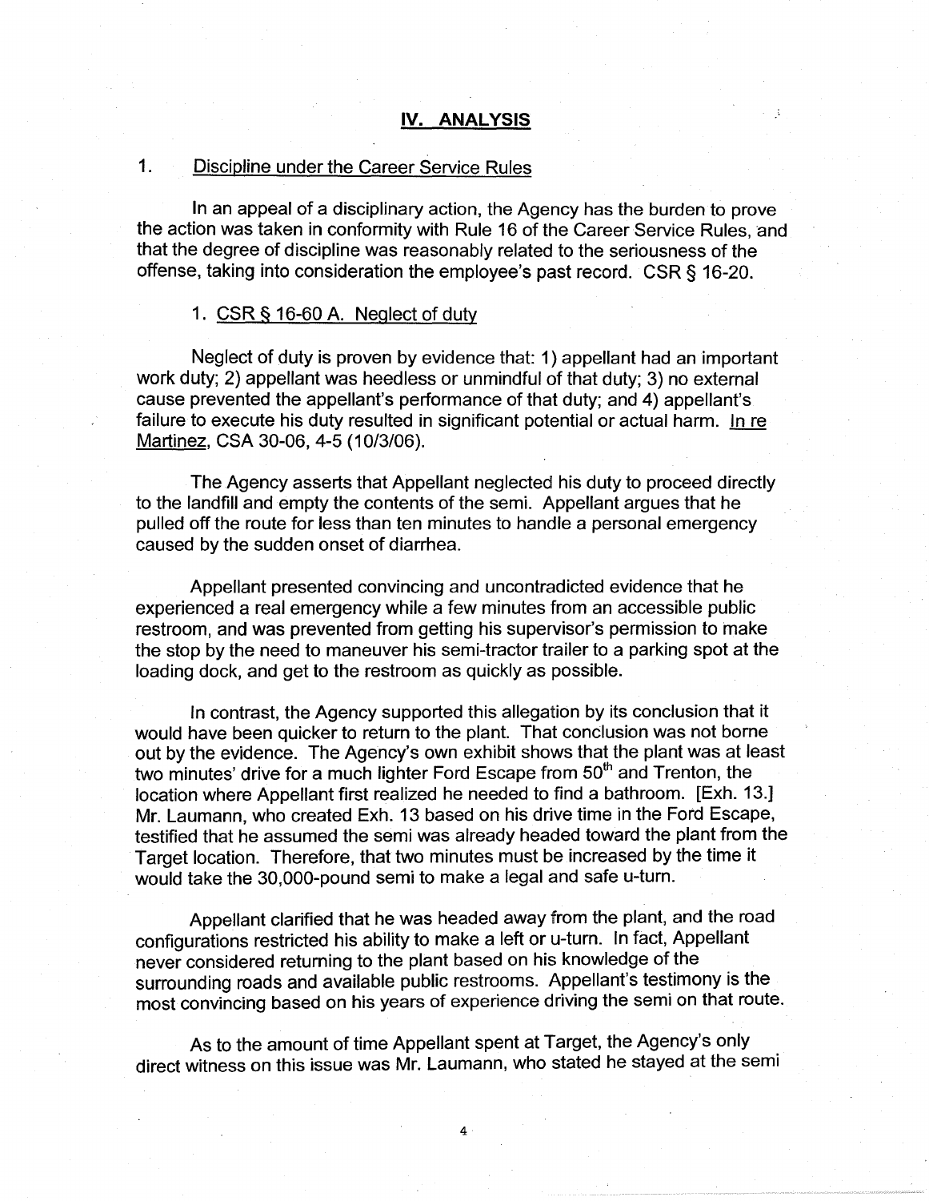## IV. ANALYSIS

### 1. Discipline under the Career Service Rules

In an appeal of a disciplinary action, the Agency has the burden to prove the action was taken in conformity with Rule 16 of the Career Service Rules, and that the degree of discipline was reasonably related to the seriousness of the offense, taking into consideration the employee's past record. CSR § 16-20.

#### 1. CSR § 16-60 A. Neglect of duty

Neglect of duty is proven by evidence that: 1) appellant had an important work duty; 2) appellant was heedless or unmindful of that duty; 3) no external cause prevented the appellant's performance of that duty; and 4) appellant's failure to execute his duty resulted in significant potential or actual harm. In re Martinez, CSA 30-06, 4-5 (10/3/06).

The Agency asserts that Appellant neglected his duty to proceed directly to the landfill and empty the contents of the semi. Appellant argues that he pulled off the route for less than ten minutes to handle a personal emergency caused by the sudden onset of diarrhea.

Appellant presented convincing and uncontradicted evidence that he experienced a real emergency while a few minutes from an accessible public restroom, and was prevented from getting his supervisor's permission to make the stop by the need to maneuver his semi-tractor trailer to a parking spot at the loading dock, and get to the restroom as quickly as possible.

In contrast, the Agency supported this allegation by its conclusion that it would have been quicker to return to the plant. That conclusion was not borne out by the evidence. The Agency's own exhibit shows that the plant was at least two minutes' drive for a much lighter Ford Escape from 50th and Trenton, the location where Appellant first realized he needed to find a bathroom. [Exh. 13.] Mr. Laumann, who created Exh. 13 based on his drive time in the Ford Escape, testified that he assumed the semi was already headed toward the plant from the Target location. Therefore, that two minutes must be increased by the time it would take the 30,000-pound semi to make a legal and safe u-turn.

Appellant clarified that he was headed away from the plant, and the road configurations restricted his ability to make a left or u-turn. In fact, Appellant never considered returning to the plant based on his knowledge of the surrounding roads and available public restrooms. Appellant's testimony is the most convincing based on his years of experience driving the semi on that route.

As to the amount of time Appellant spent at Target, the Agency's only direct witness on this issue was Mr. Laumann, who stated he stayed at the semi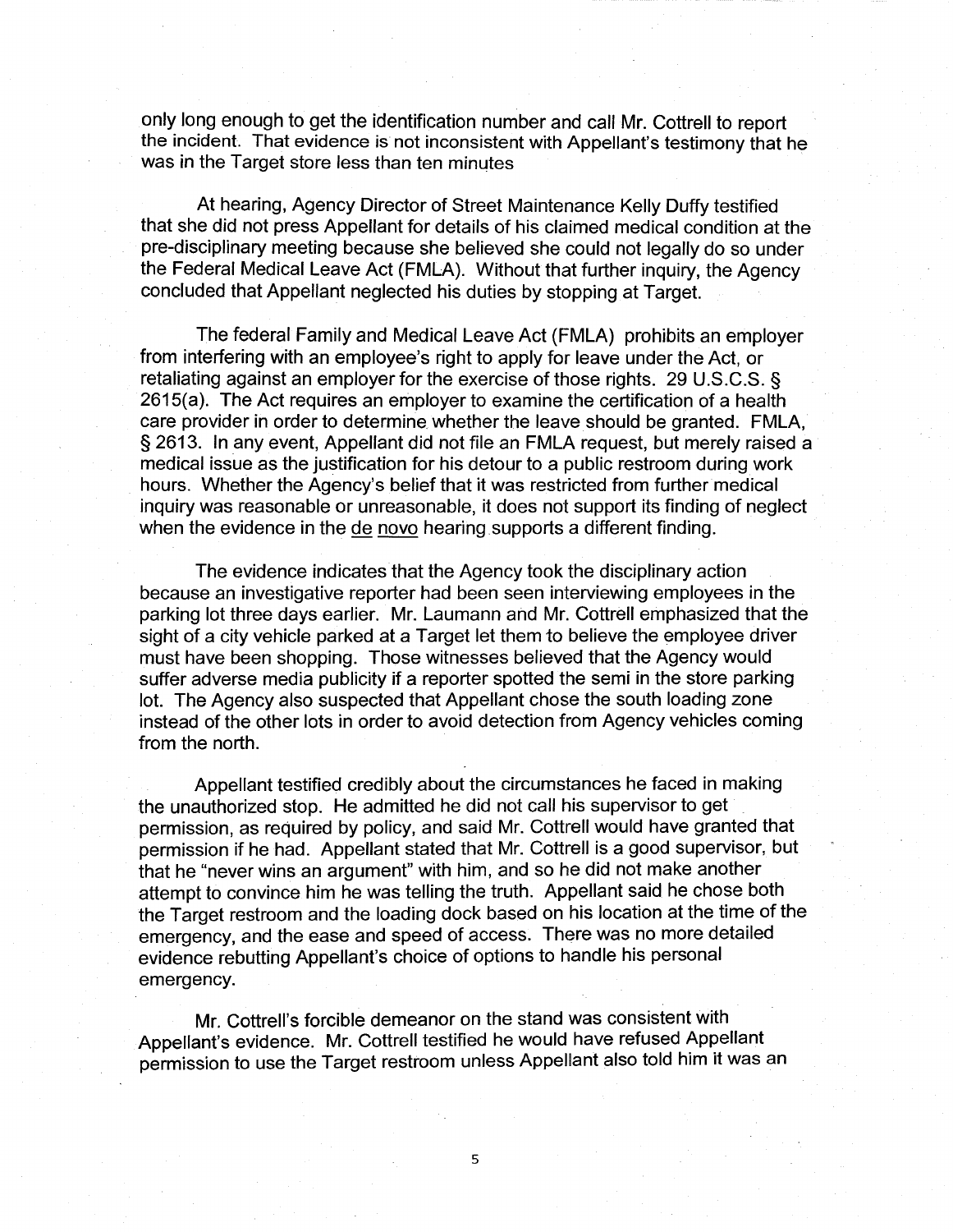only long enough to get the identification number and call Mr. Cottrell to report the incident. That evidence is not inconsistent with Appellant's testimony that he was in the Target store less than ten minutes

At hearing, Agency Director of Street Maintenance Kelly Duffy testified that she did not press Appellant for details of his claimed medical condition at the pre-disciplinary meeting because she believed she could not legally do so under the Federal Medical Leave Act (FMLA). Without that further inquiry, the Agency concluded that Appellant neglected his duties by stopping at Target.

The federal Family and Medical Leave Act (FMLA) prohibits an employer from interfering with an employee's right to apply for leave under the Act, or retaliating against an employer for the exercise of those rights. 29 U.S.C.S. § 2615(a). The Act requires an employer to examine the certification of a health care provider in order to determine whether the leave should be granted. FMLA, § 2613. In any event, Appellant did not file an FMLA request, but merely raised a medical issue as the justification for his detour to a public restroom during work hours. Whether the Agency's belief that it was restricted from further medical inquiry was reasonable or unreasonable, it does not support its finding of neglect when the evidence in the de novo hearing supports a different finding.

The evidence indicates that the Agency took the disciplinary action because an investigative reporter had been seen interviewing employees in the parking lot three days earlier. Mr. Laumann and Mr. Cottrell emphasized that the sight of a city vehicle parked at a Target let them to believe the employee driver must have been shopping. Those witnesses believed that the Agency would suffer adverse media publicity if a reporter spotted the semi in the store parking lot. The Agency also suspected that Appellant chose the south loading zone instead of the other lots in order to avoid detection from Agency vehicles coming from the north.

Appellant testified credibly about the circumstances he faced in making the unauthorized stop. He admitted he did not call his supervisor to get permission, as required by policy, and said Mr. Cottrell would have granted that permission if he had. Appellant stated that Mr. Cottrell is a good supervisor, but that he "never wins an argument" with him, and so he did not make another attempt to convince him he was telling the truth. Appellant said he chose both the Target restroom and the loading dock based on his location at the time of the emergency, and the ease and speed of access. There was no more detailed evidence rebutting Appellant's choice of options to handle his personal emergency.

Mr. Cottrell's forcible demeanor on the stand was consistent with Appellant's evidence. Mr. Cottrell testified he would have refused Appellant permission to use the Target restroom unless Appellant also told him it was an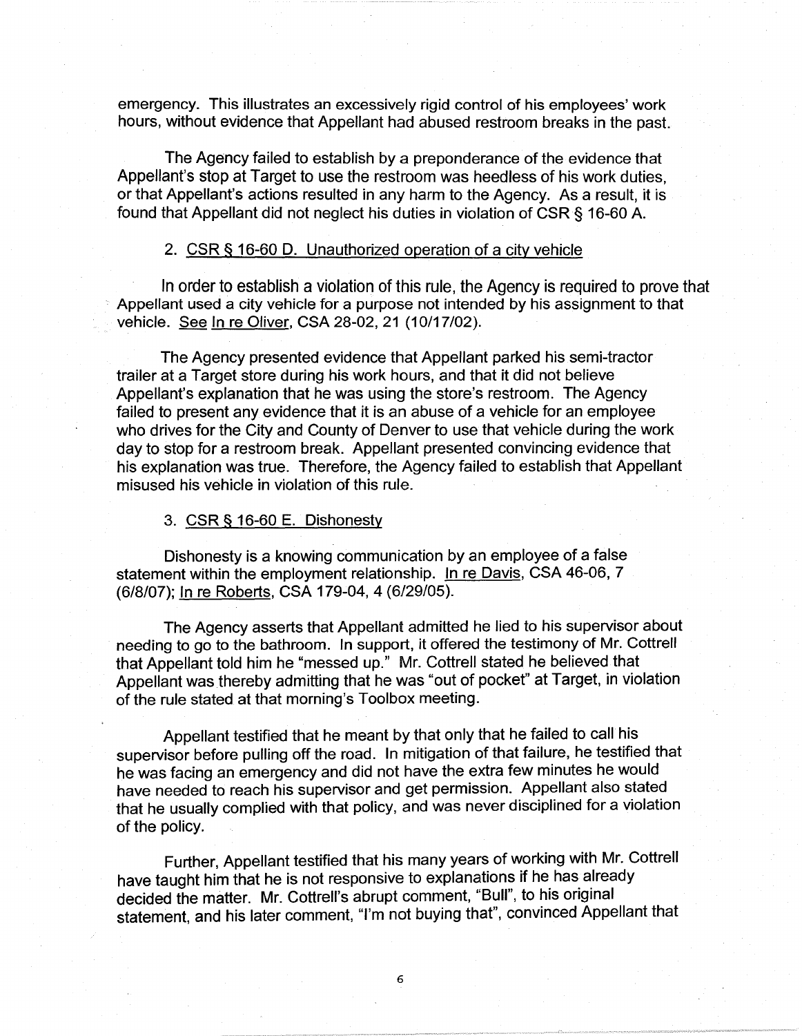emergency. This illustrates an excessively rigid control of his employees' work hours, without evidence that Appellant had abused restroom breaks in the past.

The Agency failed to establish by a preponderance of the evidence that Appellant's stop at Target to use the restroom was heedless of his work duties, or that Appellant's actions resulted in any harm to the Agency. As a result, it is found that Appellant did not neglect his duties in violation of CSR § 16-60 A.

2. CSR § 16-60 D. Unauthorized operation of a city vehicle

In order to establish a violation of this rule, the Agency is required to prove that Appellant used a city vehicle for a purpose not intended by his assignment to that vehicle. See In re Oliver, CSA 28-02, 21 (10/17/02).

The Agency presented evidence that Appellant parked his semi-tractor trailer at a Target store during his work hours, and that it did not believe Appellant's explanation that he was using the store's restroom. The Agency failed to present any evidence that it is an abuse of a vehicle for an employee who drives for the City and County of Denver to use that vehicle during the work day to stop for a restroom break. Appellant presented convincing evidence that his explanation was true. Therefore, the Agency failed to establish that Appellant misused his vehicle in violation of this rule.

3. CSR § 16-60 E. Dishonesty

Dishonesty is a knowing communication by an employee of a false statement within the employment relationship. In re Davis, CSA 46-06, 7 (6/8/07); In re Roberts, CSA 179-04, 4 (6/29/05).

The Agency asserts that Appellant admitted he lied to his supervisor about needing to go to the bathroom. In support, it offered the testimony of Mr. Cottrell that Appellant told him he "messed up." Mr. Cottrell stated he believed that Appellant was thereby admitting that he was "out of pocket" at Target, in violation of the rule stated at that morning's Toolbox meeting.

Appellant testified that he meant by that only that he failed to call his supervisor before pulling off the road. In mitigation of that failure, he testified that he was facing an emergency and did not have the extra few minutes he would have needed to reach his supervisor and get permission. Appellant also stated that he usually complied with that policy, and was never disciplined for a violation of the policy.

Further, Appellant testified that his many years of working with Mr. Cottrell have taught him that he is not responsive to explanations if he has already decided the matter. Mr. Cottrell's abrupt comment, "Bull", to his original statement, and his later comment, "I'm not buying that", convinced Appellant that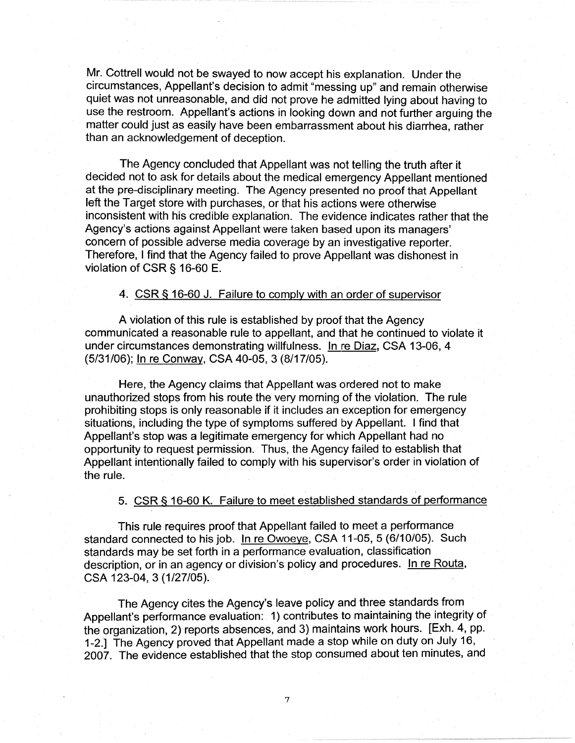Mr. Cottrell would not be swayed to now accept his explanation. Under the circumstances, Appellant's decision to admit "messing up" and remain otherwise quiet was not unreasonable, and did not prove he admitted lying about having to use the restroom. Appellant's actions in looking down and not further arguing the matter could just as easily have been embarrassment about his diarrhea, rather than an acknowledgement of deception.

The Agency concluded that Appellant was not telling the truth after it decided not to ask for details about the medical emergency Appellant mentioned at the pre-disciplinary meeting. The Agency presented no proof that Appellant left the Target store with purchases, or that his actions were otherwise inconsistent with his credible explanation. The evidence indicates rather that the Agency's actions against Appellant were taken based upon its managers' concern of possible adverse media coverage by an investigative reporter. Therefore, I find that the Agency failed to prove Appellant was dishonest in violation of CSR § 16-60 E.

4. <u>CSR § 16-60 J. Failure to comply with an order of supervisor</u>

A violation of this rule is established by proof that the Agency communicated a reasonable rule to appellant, and that he continued to violate it under circumstances demonstrating willfulness. <u>In re Diaz</u>, CSA 13-06, 4 (5/31/06); <u>In re Conway</u>, CSA 40-05, 3 (8/17/05).

Here, the Agency claims that Appellant was ordered not to make unauthorized stops from his route the very morning of the violation. The rule prohibiting stops is only reasonable if it includes an exception for emergency situations, including the type of symptoms suffered by Appellant. I find that Appellant's stop was a legitimate emergency for which Appellant had no opportunity to request permission. Thus, the Agency failed to establish that Appellant intentionally failed to comply with his supervisor's order in violation of the rule.

5. <u>CSR § 16-60 K. Failure to meet established standards of performance</u>

This rule requires proof that Appellant failed to meet a performance standard connected to his job. <u>In re Owoeye</u>, CSA 11-05, 5 (6/10/05). Such standards may be set forth in a performance evaluation, classification description, or in an agency or division's policy and procedures. <u>In re Routa</u>, CSA 123-04, 3 (1/27/05).

The Agency cites the Agency's leave policy and three standards from Appellant's performance evaluation: 1) contributes to maintaining the integrity of the organization, 2) reports absences, and 3) maintains work hours. [Exh. 4, pp. 1-2.] The Agency proved that Appellant made a stop while on duty on July 16, 2007. The evidence established that the stop consumed about ten minutes, and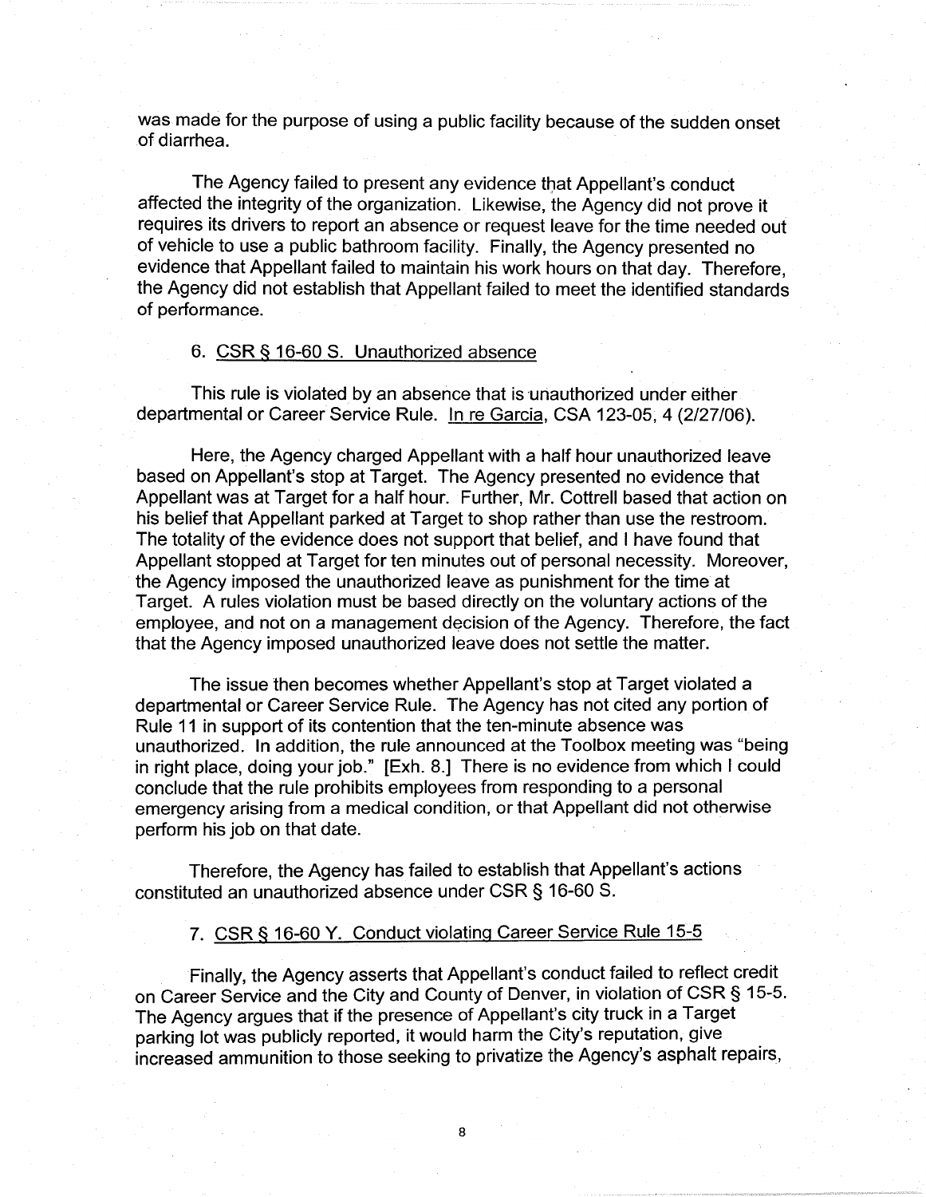was made for the purpose of using a public facility because of the sudden onset of diarrhea.

The Agency failed to present any evidence that Appellant's conduct affected the integrity of the organization. Likewise, the Agency did not prove it requires its drivers to report an absence or request leave for the time needed out of vehicle to use a public bathroom facility. Finally, the Agency presented no evidence that Appellant failed to maintain his work hours on that day. Therefore, the Agency did not establish that Appellant failed to meet the identified standards of performance.

6. CSR § 16-60 S. Unauthorized absence

This rule is violated by an absence that is unauthorized under either departmental or Career Service Rule. In re Garcia, CSA 123-05, 4 (2/27/06).

Here, the Agency charged Appellant with a half hour unauthorized leave based on Appellant's stop at Target. The Agency presented no evidence that Appellant was at Target for a half hour. Further, Mr. Cottrell based that action on his belief that Appellant parked at Target to shop rather than use the restroom. The totality of the evidence does not support that belief, and I have found that Appellant stopped at Target for ten minutes out of personal necessity. Moreover, the Agency imposed the unauthorized leave as punishment for the time at Target. A rules violation must be based directly on the voluntary actions of the employee, and not on a management decision of the Agency. Therefore, the fact that the Agency imposed unauthorized leave does not settle the matter.

The issue then becomes whether Appellant's stop at Target violated a departmental or Career Service Rule. The Agency has not cited any portion of Rule 11 in support of its contention that the ten-minute absence was unauthorized. In addition, the rule announced at the Toolbox meeting was "being in right place, doing your job." [Exh. 8.] There is no evidence from which I could conclude that the rule prohibits employees from responding to a personal emergency arising from a medical condition, or that Appellant did not otherwise perform his job on that date.

Therefore, the Agency has failed to establish that Appellant's actions constituted an unauthorized absence under CSR § 16-60 S.

7. CSR § 16-60 Y. Conduct violating Career Service Rule 15-5

Finally, the Agency asserts that Appellant's conduct failed to reflect credit on Career Service and the City and County of Denver, in violation of CSR § 15-5. The Agency argues that if the presence of Appellant's city truck in a Target parking lot was publicly reported, it would harm the City's reputation, give increased ammunition to those seeking to privatize the Agency's asphalt repairs,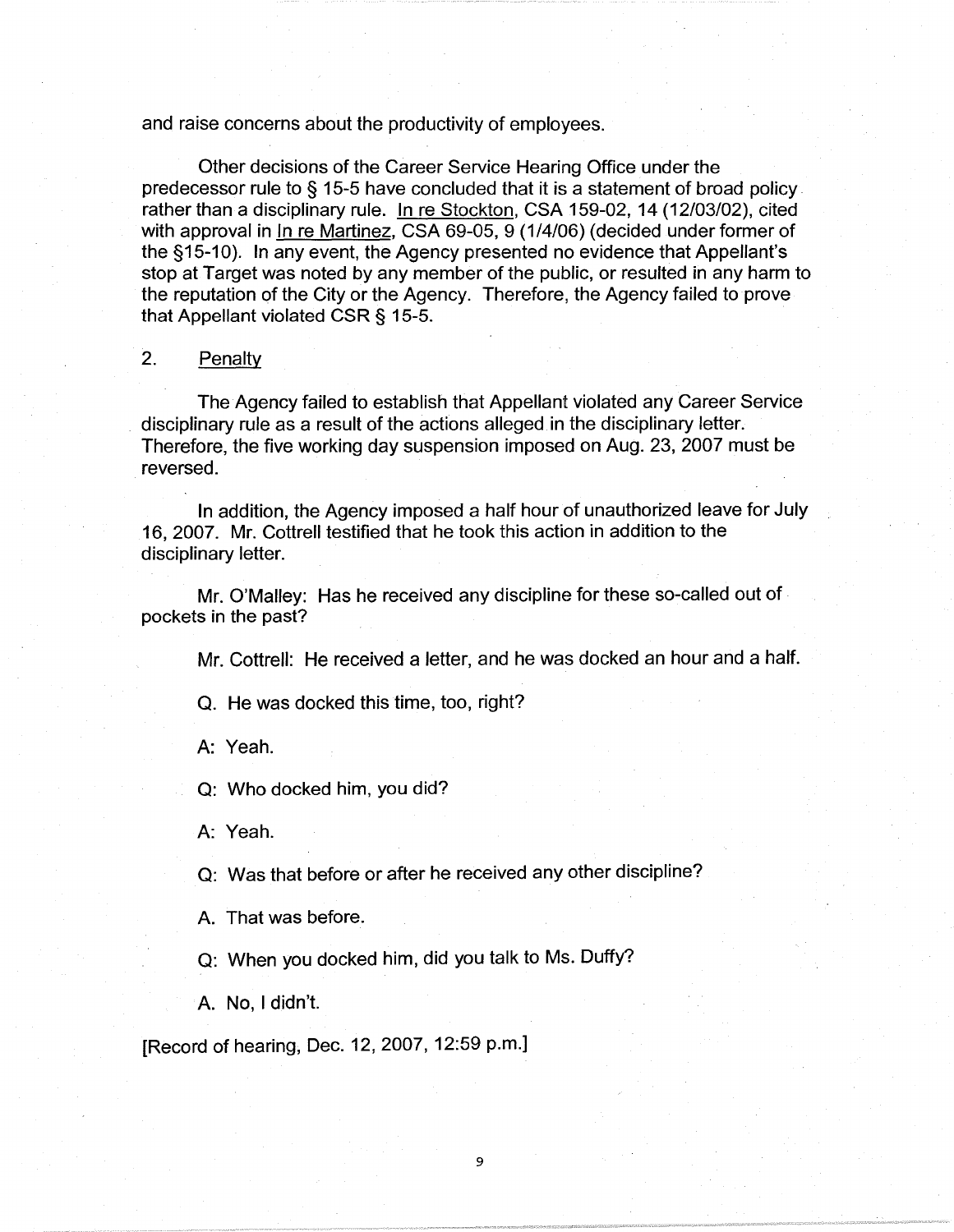and raise concerns about the productivity of employees.

Other decisions of the Career Service Hearing Office under the predecessor rule to § 15-5 have concluded that it is a statement of broad policy rather than a disciplinary rule. In re Stockton, CSA 159-02, 14 (12/03/02), cited with approval in In re Martinez, CSA 69-05, 9 (1/4/06) (decided under former of the §15-10). In any event, the Agency presented no evidence that Appellant's stop at Target was noted by any member of the public, or resulted in any harm to the reputation of the City or the Agency. Therefore, the Agency failed to prove that Appellant violated CSR § 15-5.

## 2. Penalty

The Agency failed to establish that Appellant violated any Career Service disciplinary rule as a result of the actions alleged in the disciplinary letter. Therefore, the five working day suspension imposed on Aug. 23, 2007 must be reversed.

In addition, the Agency imposed a half hour of unauthorized leave for July 16, 2007. Mr. Cottrell testified that he took this action in addition to the disciplinary letter.

> Mr. O'Malley: Has he received any discipline for these so-called out of pockets in the past?
>
> Mr. Cottrell: He received a letter, and he was docked an hour and a half.
>
> Q. He was docked this time, too, right?
>
> A: Yeah.
>
> Q: Who docked him, you did?
>
> A: Yeah.
>
> Q: Was that before or after he received any other discipline?
>
> A. That was before.
>
> Q: When you docked him, did you talk to Ms. Duffy?
>
> A. No, I didn't.

[Record of hearing, Dec. 12, 2007, 12:59 p.m.]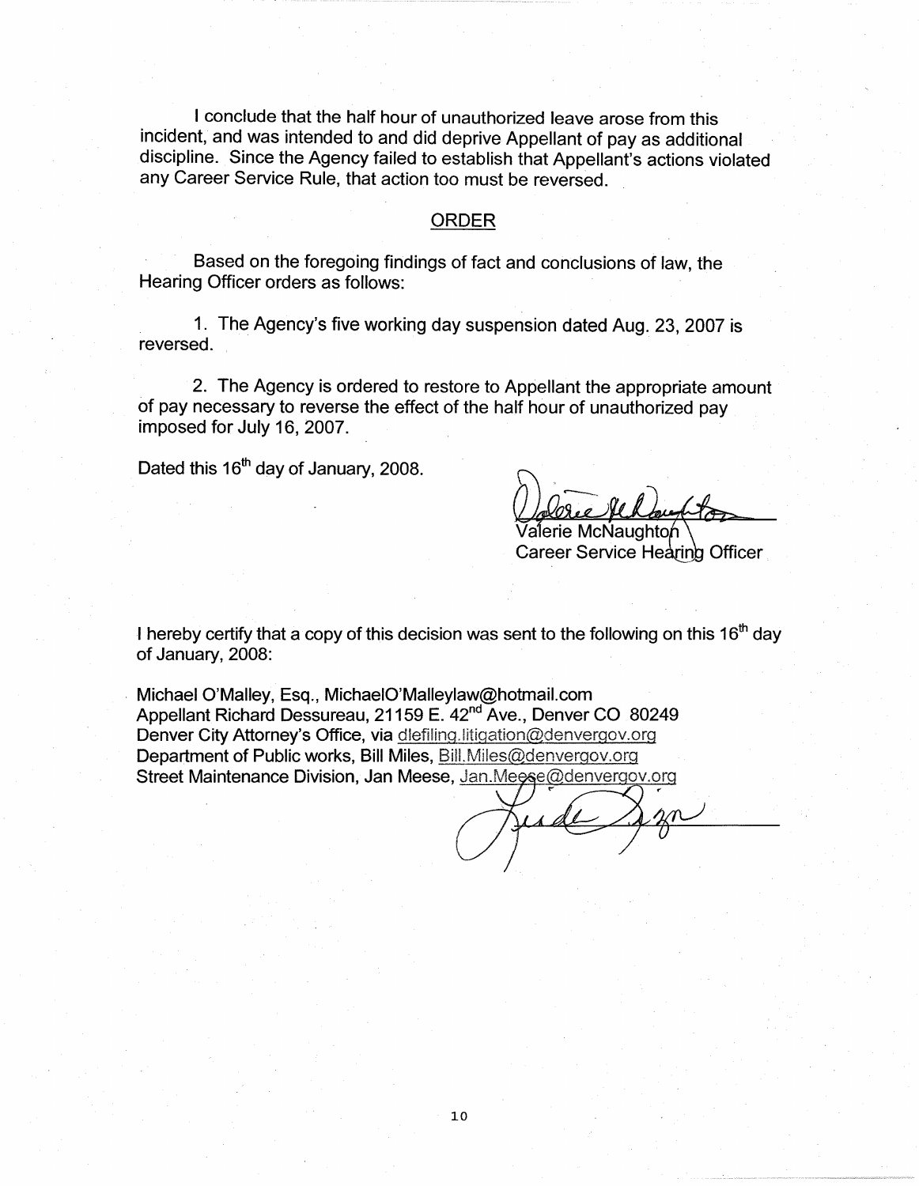I conclude that the half hour of unauthorized leave arose from this incident, and was intended to and did deprive Appellant of pay as additional discipline. Since the Agency failed to establish that Appellant's actions violated any Career Service Rule, that action too must be reversed.

## ORDER

Based on the foregoing findings of fact and conclusions of law, the Hearing Officer orders as follows:

1. The Agency's five working day suspension dated Aug. 23, 2007 is reversed.

2. The Agency is ordered to restore to Appellant the appropriate amount of pay necessary to reverse the effect of the half hour of unauthorized pay imposed for July 16, 2007.

Dated this 16th day of January, 2008.

Valerie McNaughton
Career Service Hearing Officer

I hereby certify that a copy of this decision was sent to the following on this 16th day of January, 2008:

Michael O'Malley, Esq., MichaelO'Malleylaw@hotmail.com
Appellant Richard Dessureau, 21159 E. 42nd Ave., Denver CO 80249
Denver City Attorney's Office, via dlefiling.litigation@denvergov.org
Department of Public works, Bill Miles, Bill.Miles@denvergov.org
Street Maintenance Division, Jan Meese, Jan.Meese@denvergov.org